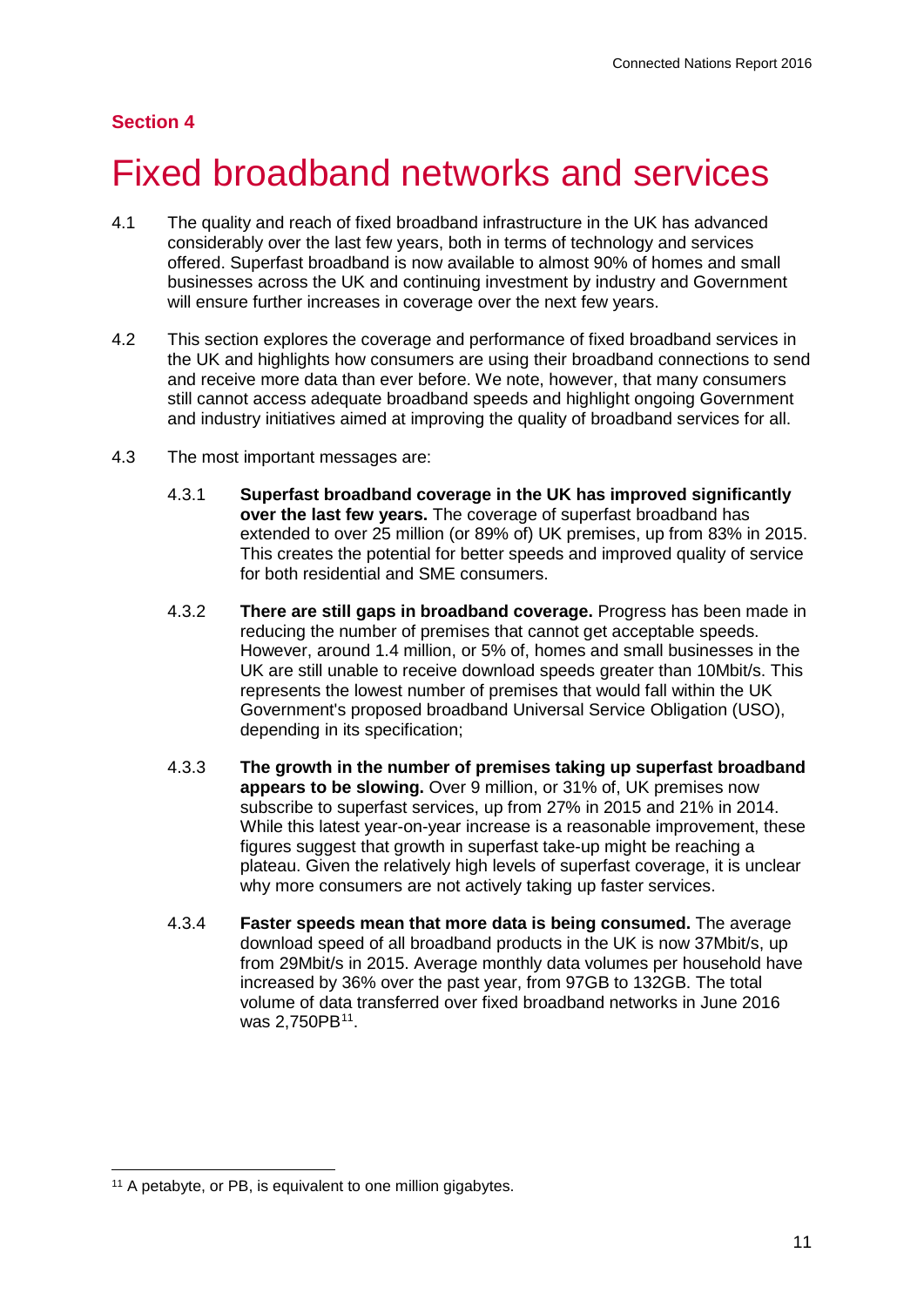**Section 4**

# Fixed broadband networks and services

4.1 The quality and reach of fixed broadband infrastructure in the UK has advanced considerably over the last few years, both in terms of technology and services offered. Superfast broadband is now available to almost 90% of homes and small businesses across the UK and continuing investment by industry and Government will ensure further increases in coverage over the next few years.

4.2 This section explores the coverage and performance of fixed broadband services in the UK and highlights how consumers are using their broadband connections to send and receive more data than ever before. We note, however, that many consumers still cannot access adequate broadband speeds and highlight ongoing Government and industry initiatives aimed at improving the quality of broadband services for all.

4.3 The most important messages are:

4.3.1 **Superfast broadband coverage in the UK has improved significantly over the last few years.** The coverage of superfast broadband has extended to over 25 million (or 89% of) UK premises, up from 83% in 2015. This creates the potential for better speeds and improved quality of service for both residential and SME consumers.

4.3.2 **There are still gaps in broadband coverage.** Progress has been made in reducing the number of premises that cannot get acceptable speeds. However, around 1.4 million, or 5% of, homes and small businesses in the UK are still unable to receive download speeds greater than 10Mbit/s. This represents the lowest number of premises that would fall within the UK Government's proposed broadband Universal Service Obligation (USO), depending in its specification;

4.3.3 **The growth in the number of premises taking up superfast broadband appears to be slowing.** Over 9 million, or 31% of, UK premises now subscribe to superfast services, up from 27% in 2015 and 21% in 2014. While this latest year-on-year increase is a reasonable improvement, these figures suggest that growth in superfast take-up might be reaching a plateau. Given the relatively high levels of superfast coverage, it is unclear why more consumers are not actively taking up faster services.

4.3.4 **Faster speeds mean that more data is being consumed.** The average download speed of all broadband products in the UK is now 37Mbit/s, up from 29Mbit/s in 2015. Average monthly data volumes per household have increased by 36% over the past year, from 97GB to 132GB. The total volume of data transferred over fixed broadband networks in June 2016 was 2,750PB[11].

[11] A petabyte, or PB, is equivalent to one million gigabytes.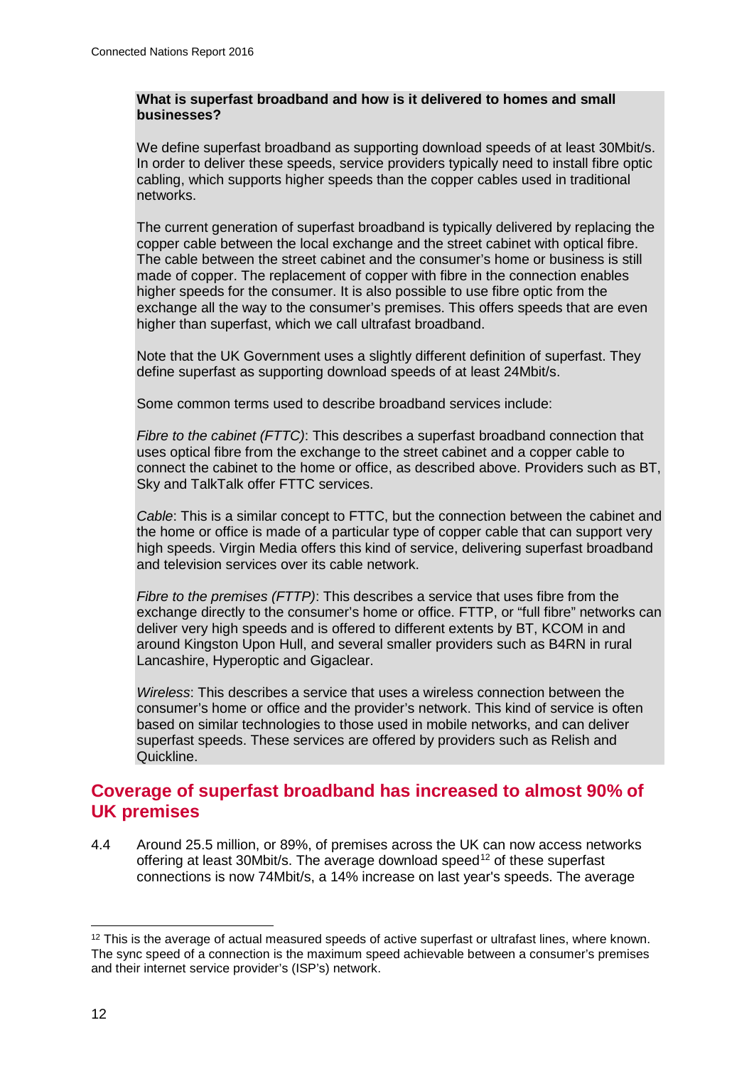**What is superfast broadband and how is it delivered to homes and small businesses?**

We define superfast broadband as supporting download speeds of at least 30Mbit/s. In order to deliver these speeds, service providers typically need to install fibre optic cabling, which supports higher speeds than the copper cables used in traditional networks.

The current generation of superfast broadband is typically delivered by replacing the copper cable between the local exchange and the street cabinet with optical fibre. The cable between the street cabinet and the consumer's home or business is still made of copper. The replacement of copper with fibre in the connection enables higher speeds for the consumer. It is also possible to use fibre optic from the exchange all the way to the consumer's premises. This offers speeds that are even higher than superfast, which we call ultrafast broadband.

Note that the UK Government uses a slightly different definition of superfast. They define superfast as supporting download speeds of at least 24Mbit/s.

Some common terms used to describe broadband services include:

*Fibre to the cabinet (FTTC)*: This describes a superfast broadband connection that uses optical fibre from the exchange to the street cabinet and a copper cable to connect the cabinet to the home or office, as described above. Providers such as BT, Sky and TalkTalk offer FTTC services.

*Cable*: This is a similar concept to FTTC, but the connection between the cabinet and the home or office is made of a particular type of copper cable that can support very high speeds. Virgin Media offers this kind of service, delivering superfast broadband and television services over its cable network.

*Fibre to the premises (FTTP)*: This describes a service that uses fibre from the exchange directly to the consumer's home or office. FTTP, or "full fibre" networks can deliver very high speeds and is offered to different extents by BT, KCOM in and around Kingston Upon Hull, and several smaller providers such as B4RN in rural Lancashire, Hyperoptic and Gigaclear.

*Wireless*: This describes a service that uses a wireless connection between the consumer's home or office and the provider's network. This kind of service is often based on similar technologies to those used in mobile networks, and can deliver superfast speeds. These services are offered by providers such as Relish and Quickline.

## Coverage of superfast broadband has increased to almost 90% of UK premises

4.4 Around 25.5 million, or 89%, of premises across the UK can now access networks offering at least 30Mbit/s. The average download speed[12] of these superfast connections is now 74Mbit/s, a 14% increase on last year's speeds. The average

[12] This is the average of actual measured speeds of active superfast or ultrafast lines, where known. The sync speed of a connection is the maximum speed achievable between a consumer's premises and their internet service provider's (ISP's) network.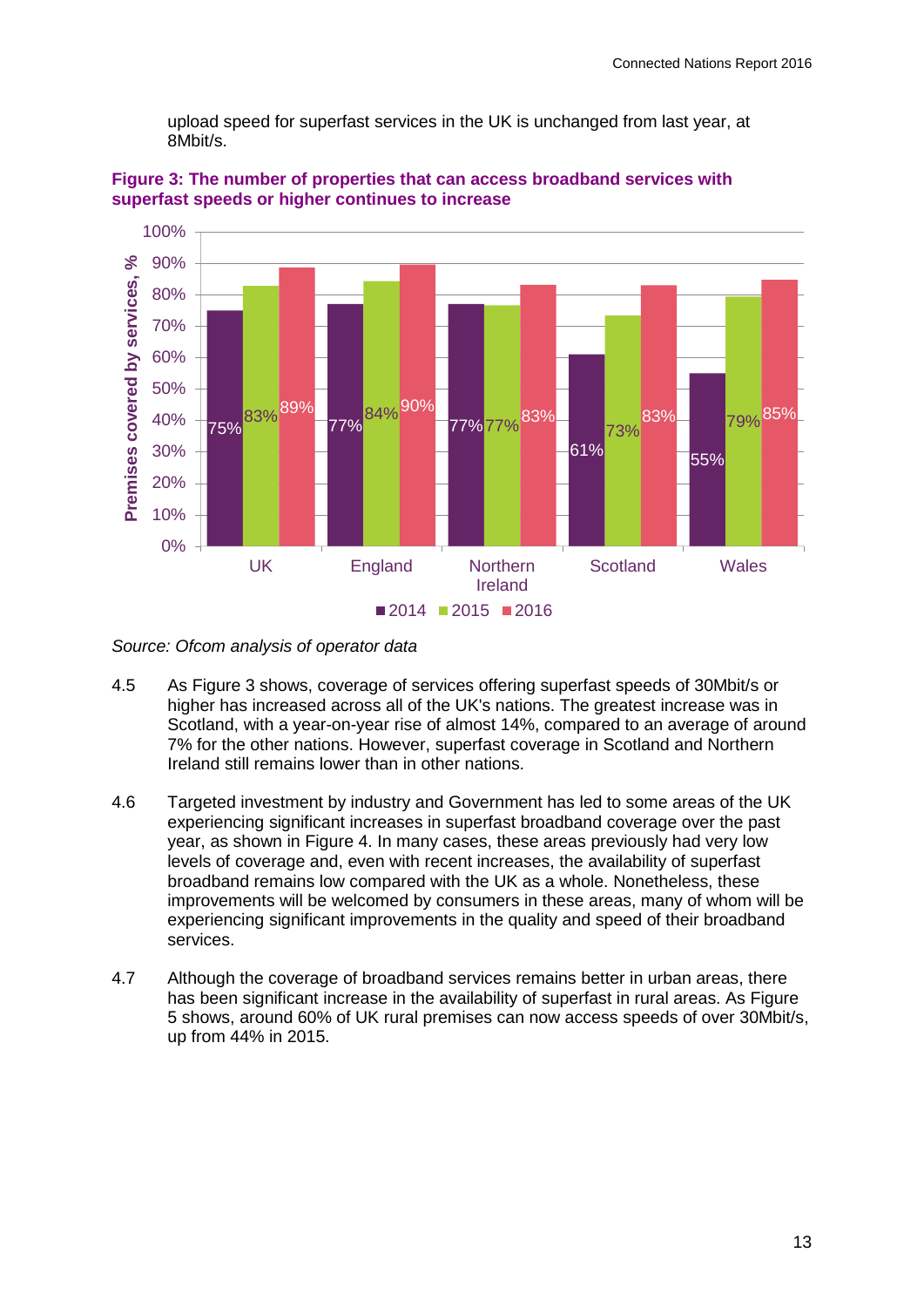upload speed for superfast services in the UK is unchanged from last year, at 8Mbit/s.

**Figure 3: The number of properties that can access broadband services with superfast speeds or higher continues to increase**

| Premises covered by services, % | 2014 | 2015 | 2016 |
|---|---|---|---|
| UK | 75% | 83% | 89% |
| England | 77% | 84% | 90% |
| Northern Ireland | 77% | 77% | 83% |
| Scotland | 61% | 73% | 83% |
| Wales | 55% | 79% | 85% |

*Source: Ofcom analysis of operator data*

4.5 As Figure 3 shows, coverage of services offering superfast speeds of 30Mbit/s or higher has increased across all of the UK's nations. The greatest increase was in Scotland, with a year-on-year rise of almost 14%, compared to an average of around 7% for the other nations. However, superfast coverage in Scotland and Northern Ireland still remains lower than in other nations.

4.6 Targeted investment by industry and Government has led to some areas of the UK experiencing significant increases in superfast broadband coverage over the past year, as shown in Figure 4. In many cases, these areas previously had very low levels of coverage and, even with recent increases, the availability of superfast broadband remains low compared with the UK as a whole. Nonetheless, these improvements will be welcomed by consumers in these areas, many of whom will be experiencing significant improvements in the quality and speed of their broadband services.

4.7 Although the coverage of broadband services remains better in urban areas, there has been significant increase in the availability of superfast in rural areas. As Figure 5 shows, around 60% of UK rural premises can now access speeds of over 30Mbit/s, up from 44% in 2015.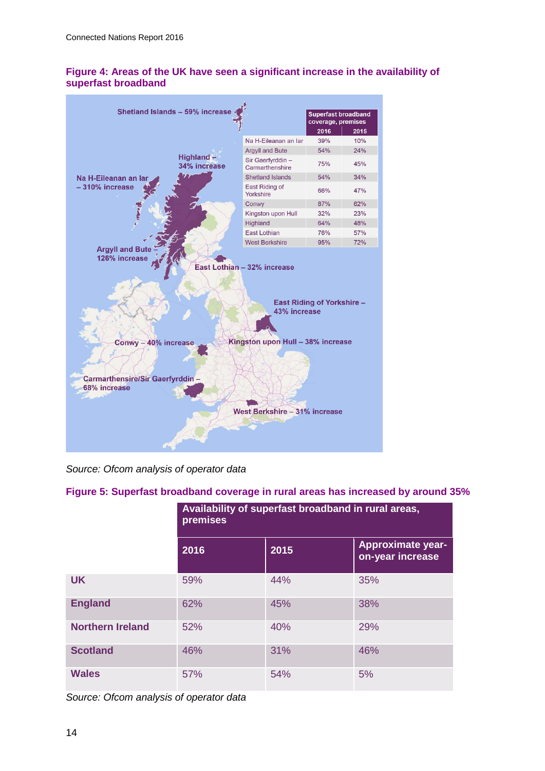**Figure 4: Areas of the UK have seen a significant increase in the availability of superfast broadband**

Shetland Islands – 59% increase

Highland – 34% increase

Na H-Eileanan an Iar – 310% increase

Argyll and Bute – 126% increase

East Lothian – 32% increase

East Riding of Yorkshire – 43% increase

Conwy – 40% increase

Kingston upon Hull – 38% increase

Carmarthensire/Sir Gaerfyrddin – 68% increase

West Berkshire – 31% increase

| | Superfast broadband coverage, premises | |
|---|---|---|
| | 2016 | 2015 |
| Na H-Eileanan an Iar | 39% | 10% |
| Argyll and Bute | 54% | 24% |
| Sir Gaerfyrddin – Carmarthenshire | 75% | 45% |
| Shetland Islands | 54% | 34% |
| East Riding of Yorkshire | 66% | 47% |
| Conwy | 87% | 62% |
| Kingston upon Hull | 32% | 23% |
| Highland | 64% | 48% |
| East Lothian | 76% | 57% |
| West Berkshire | 95% | 72% |

*Source: Ofcom analysis of operator data*

**Figure 5: Superfast broadband coverage in rural areas has increased by around 35%**

| | Availability of superfast broadband in rural areas, premises | | |
|---|---|---|---|
| | 2016 | 2015 | Approximate year-on-year increase |
| **UK** | 59% | 44% | 35% |
| **England** | 62% | 45% | 38% |
| **Northern Ireland** | 52% | 40% | 29% |
| **Scotland** | 46% | 31% | 46% |
| **Wales** | 57% | 54% | 5% |

*Source: Ofcom analysis of operator data*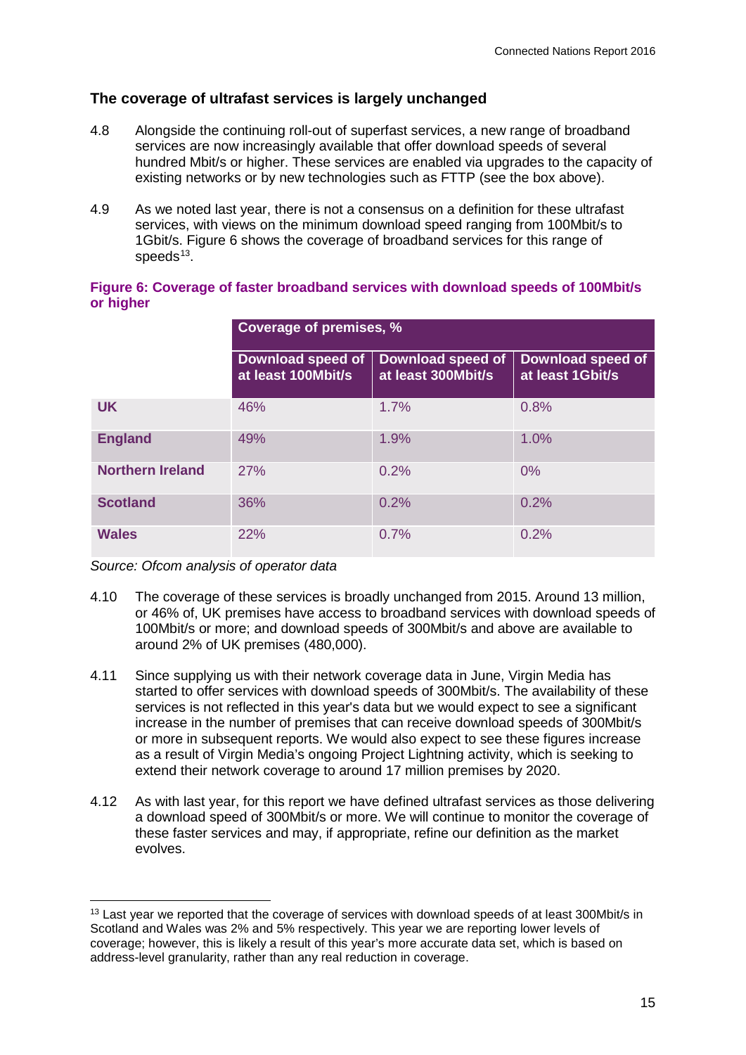### The coverage of ultrafast services is largely unchanged

4.8 Alongside the continuing roll-out of superfast services, a new range of broadband services are now increasingly available that offer download speeds of several hundred Mbit/s or higher. These services are enabled via upgrades to the capacity of existing networks or by new technologies such as FTTP (see the box above).

4.9 As we noted last year, there is not a consensus on a definition for these ultrafast services, with views on the minimum download speed ranging from 100Mbit/s to 1Gbit/s. Figure 6 shows the coverage of broadband services for this range of speeds[13].

**Figure 6: Coverage of faster broadband services with download speeds of 100Mbit/s or higher**

| | Coverage of premises, % | | |
|---|---|---|---|
| | Download speed of at least 100Mbit/s | Download speed of at least 300Mbit/s | Download speed of at least 1Gbit/s |
| **UK** | 46% | 1.7% | 0.8% |
| **England** | 49% | 1.9% | 1.0% |
| **Northern Ireland** | 27% | 0.2% | 0% |
| **Scotland** | 36% | 0.2% | 0.2% |
| **Wales** | 22% | 0.7% | 0.2% |

*Source: Ofcom analysis of operator data*

4.10 The coverage of these services is broadly unchanged from 2015. Around 13 million, or 46% of, UK premises have access to broadband services with download speeds of 100Mbit/s or more; and download speeds of 300Mbit/s and above are available to around 2% of UK premises (480,000).

4.11 Since supplying us with their network coverage data in June, Virgin Media has started to offer services with download speeds of 300Mbit/s. The availability of these services is not reflected in this year's data but we would expect to see a significant increase in the number of premises that can receive download speeds of 300Mbit/s or more in subsequent reports. We would also expect to see these figures increase as a result of Virgin Media's ongoing Project Lightning activity, which is seeking to extend their network coverage to around 17 million premises by 2020.

4.12 As with last year, for this report we have defined ultrafast services as those delivering a download speed of 300Mbit/s or more. We will continue to monitor the coverage of these faster services and may, if appropriate, refine our definition as the market evolves.

---

[13] Last year we reported that the coverage of services with download speeds of at least 300Mbit/s in Scotland and Wales was 2% and 5% respectively. This year we are reporting lower levels of coverage; however, this is likely a result of this year's more accurate data set, which is based on address-level granularity, rather than any real reduction in coverage.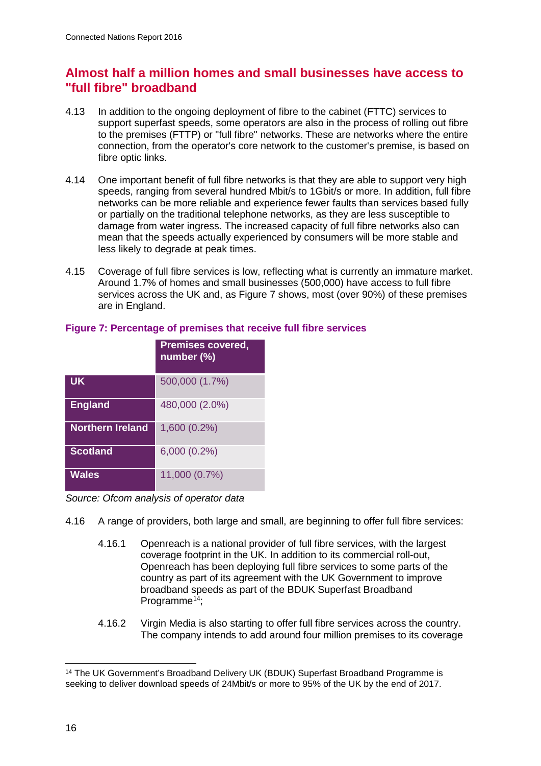## Almost half a million homes and small businesses have access to "full fibre" broadband

4.13 In addition to the ongoing deployment of fibre to the cabinet (FTTC) services to support superfast speeds, some operators are also in the process of rolling out fibre to the premises (FTTP) or "full fibre" networks. These are networks where the entire connection, from the operator's core network to the customer's premise, is based on fibre optic links.

4.14 One important benefit of full fibre networks is that they are able to support very high speeds, ranging from several hundred Mbit/s to 1Gbit/s or more. In addition, full fibre networks can be more reliable and experience fewer faults than services based fully or partially on the traditional telephone networks, as they are less susceptible to damage from water ingress. The increased capacity of full fibre networks also can mean that the speeds actually experienced by consumers will be more stable and less likely to degrade at peak times.

4.15 Coverage of full fibre services is low, reflecting what is currently an immature market. Around 1.7% of homes and small businesses (500,000) have access to full fibre services across the UK and, as Figure 7 shows, most (over 90%) of these premises are in England.

**Figure 7: Percentage of premises that receive full fibre services**

| | Premises covered, number (%) |
|---|---|
| **UK** | 500,000 (1.7%) |
| **England** | 480,000 (2.0%) |
| **Northern Ireland** | 1,600 (0.2%) |
| **Scotland** | 6,000 (0.2%) |
| **Wales** | 11,000 (0.7%) |

*Source: Ofcom analysis of operator data*

4.16 A range of providers, both large and small, are beginning to offer full fibre services:

4.16.1 Openreach is a national provider of full fibre services, with the largest coverage footprint in the UK. In addition to its commercial roll-out, Openreach has been deploying full fibre services to some parts of the country as part of its agreement with the UK Government to improve broadband speeds as part of the BDUK Superfast Broadband Programme[14];

4.16.2 Virgin Media is also starting to offer full fibre services across the country. The company intends to add around four million premises to its coverage

[14] The UK Government's Broadband Delivery UK (BDUK) Superfast Broadband Programme is seeking to deliver download speeds of 24Mbit/s or more to 95% of the UK by the end of 2017.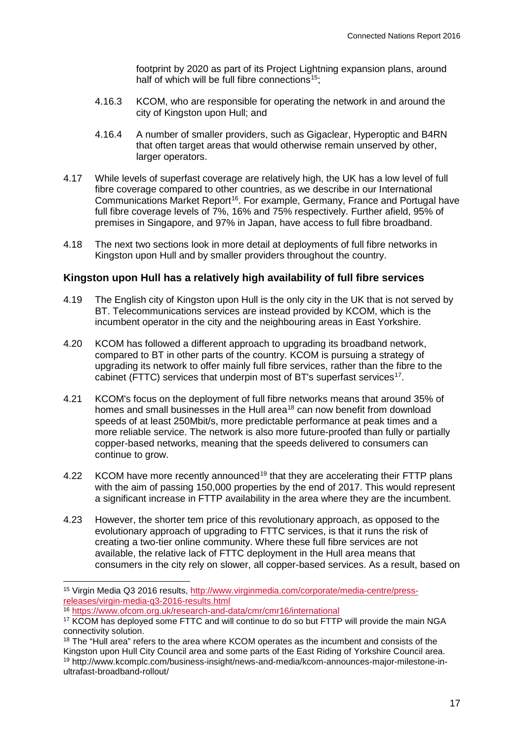footprint by 2020 as part of its Project Lightning expansion plans, around half of which will be full fibre connections[15];

4.16.3 KCOM, who are responsible for operating the network in and around the city of Kingston upon Hull; and

4.16.4 A number of smaller providers, such as Gigaclear, Hyperoptic and B4RN that often target areas that would otherwise remain unserved by other, larger operators.

4.17 While levels of superfast coverage are relatively high, the UK has a low level of full fibre coverage compared to other countries, as we describe in our International Communications Market Report[16]. For example, Germany, France and Portugal have full fibre coverage levels of 7%, 16% and 75% respectively. Further afield, 95% of premises in Singapore, and 97% in Japan, have access to full fibre broadband.

4.18 The next two sections look in more detail at deployments of full fibre networks in Kingston upon Hull and by smaller providers throughout the country.

### Kingston upon Hull has a relatively high availability of full fibre services

4.19 The English city of Kingston upon Hull is the only city in the UK that is not served by BT. Telecommunications services are instead provided by KCOM, which is the incumbent operator in the city and the neighbouring areas in East Yorkshire.

4.20 KCOM has followed a different approach to upgrading its broadband network, compared to BT in other parts of the country. KCOM is pursuing a strategy of upgrading its network to offer mainly full fibre services, rather than the fibre to the cabinet (FTTC) services that underpin most of BT's superfast services[17].

4.21 KCOM's focus on the deployment of full fibre networks means that around 35% of homes and small businesses in the Hull area[18] can now benefit from download speeds of at least 250Mbit/s, more predictable performance at peak times and a more reliable service. The network is also more future-proofed than fully or partially copper-based networks, meaning that the speeds delivered to consumers can continue to grow.

4.22 KCOM have more recently announced[19] that they are accelerating their FTTP plans with the aim of passing 150,000 properties by the end of 2017. This would represent a significant increase in FTTP availability in the area where they are the incumbent.

4.23 However, the shorter tem price of this revolutionary approach, as opposed to the evolutionary approach of upgrading to FTTC services, is that it runs the risk of creating a two-tier online community. Where these full fibre services are not available, the relative lack of FTTC deployment in the Hull area means that consumers in the city rely on slower, all copper-based services. As a result, based on

---

[15] Virgin Media Q3 2016 results, http://www.virginmedia.com/corporate/media-centre/press-releases/virgin-media-q3-2016-results.html

[16] https://www.ofcom.org.uk/research-and-data/cmr/cmr16/international

[17] KCOM has deployed some FTTC and will continue to do so but FTTP will provide the main NGA connectivity solution.

[18] The "Hull area" refers to the area where KCOM operates as the incumbent and consists of the Kingston upon Hull City Council area and some parts of the East Riding of Yorkshire Council area.

[19] http://www.kcomplc.com/business-insight/news-and-media/kcom-announces-major-milestone-in-ultrafast-broadband-rollout/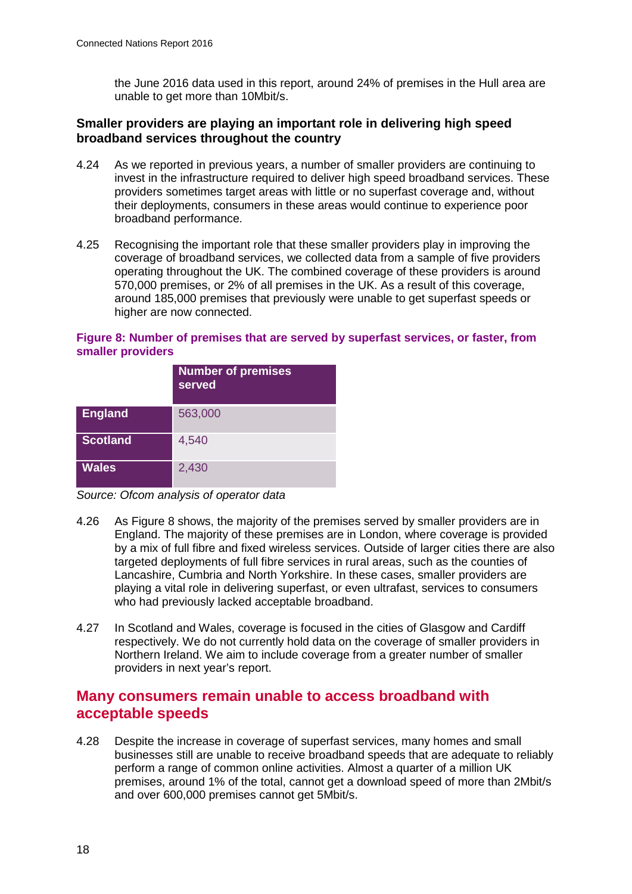the June 2016 data used in this report, around 24% of premises in the Hull area are unable to get more than 10Mbit/s.

### Smaller providers are playing an important role in delivering high speed broadband services throughout the country

4.24 As we reported in previous years, a number of smaller providers are continuing to invest in the infrastructure required to deliver high speed broadband services. These providers sometimes target areas with little or no superfast coverage and, without their deployments, consumers in these areas would continue to experience poor broadband performance.

4.25 Recognising the important role that these smaller providers play in improving the coverage of broadband services, we collected data from a sample of five providers operating throughout the UK. The combined coverage of these providers is around 570,000 premises, or 2% of all premises in the UK. As a result of this coverage, around 185,000 premises that previously were unable to get superfast speeds or higher are now connected.

**Figure 8: Number of premises that are served by superfast services, or faster, from smaller providers**

| | Number of premises served |
|---|---|
| **England** | 563,000 |
| **Scotland** | 4,540 |
| **Wales** | 2,430 |

*Source: Ofcom analysis of operator data*

4.26 As Figure 8 shows, the majority of the premises served by smaller providers are in England. The majority of these premises are in London, where coverage is provided by a mix of full fibre and fixed wireless services. Outside of larger cities there are also targeted deployments of full fibre services in rural areas, such as the counties of Lancashire, Cumbria and North Yorkshire. In these cases, smaller providers are playing a vital role in delivering superfast, or even ultrafast, services to consumers who had previously lacked acceptable broadband.

4.27 In Scotland and Wales, coverage is focused in the cities of Glasgow and Cardiff respectively. We do not currently hold data on the coverage of smaller providers in Northern Ireland. We aim to include coverage from a greater number of smaller providers in next year's report.

## Many consumers remain unable to access broadband with acceptable speeds

4.28 Despite the increase in coverage of superfast services, many homes and small businesses still are unable to receive broadband speeds that are adequate to reliably perform a range of common online activities. Almost a quarter of a million UK premises, around 1% of the total, cannot get a download speed of more than 2Mbit/s and over 600,000 premises cannot get 5Mbit/s.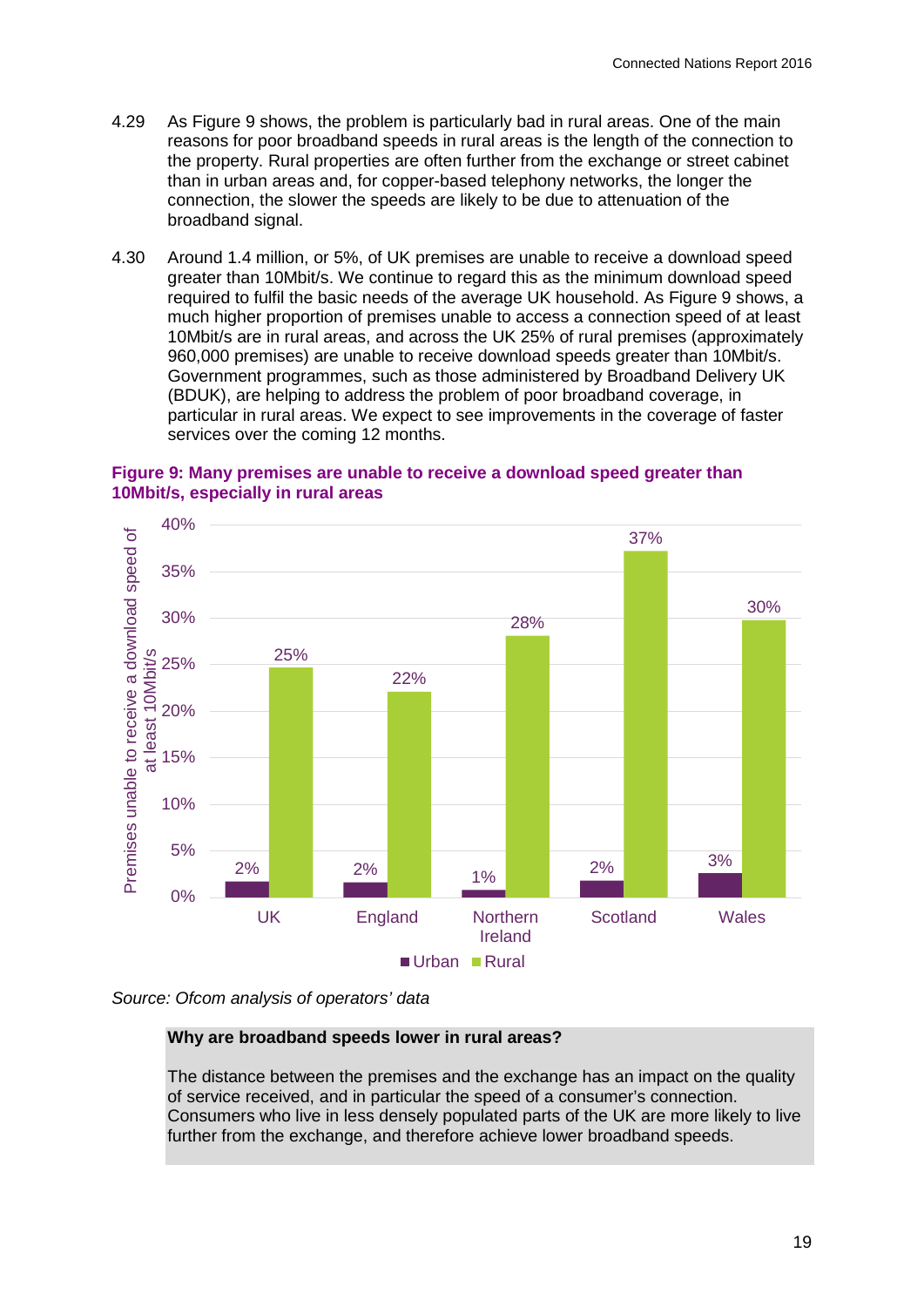4.29 As Figure 9 shows, the problem is particularly bad in rural areas. One of the main reasons for poor broadband speeds in rural areas is the length of the connection to the property. Rural properties are often further from the exchange or street cabinet than in urban areas and, for copper-based telephony networks, the longer the connection, the slower the speeds are likely to be due to attenuation of the broadband signal.

4.30 Around 1.4 million, or 5%, of UK premises are unable to receive a download speed greater than 10Mbit/s. We continue to regard this as the minimum download speed required to fulfil the basic needs of the average UK household. As Figure 9 shows, a much higher proportion of premises unable to access a connection speed of at least 10Mbit/s are in rural areas, and across the UK 25% of rural premises (approximately 960,000 premises) are unable to receive download speeds greater than 10Mbit/s. Government programmes, such as those administered by Broadband Delivery UK (BDUK), are helping to address the problem of poor broadband coverage, in particular in rural areas. We expect to see improvements in the coverage of faster services over the coming 12 months.

**Figure 9: Many premises are unable to receive a download speed greater than 10Mbit/s, especially in rural areas**

| Premises unable to receive a download speed of at least 10Mbit/s | Urban | Rural |
|---|---|---|
| UK | 2% | 25% |
| England | 2% | 22% |
| Northern Ireland | 1% | 28% |
| Scotland | 2% | 37% |
| Wales | 3% | 30% |

*Source: Ofcom analysis of operators' data*

**Why are broadband speeds lower in rural areas?**

The distance between the premises and the exchange has an impact on the quality of service received, and in particular the speed of a consumer's connection. Consumers who live in less densely populated parts of the UK are more likely to live further from the exchange, and therefore achieve lower broadband speeds.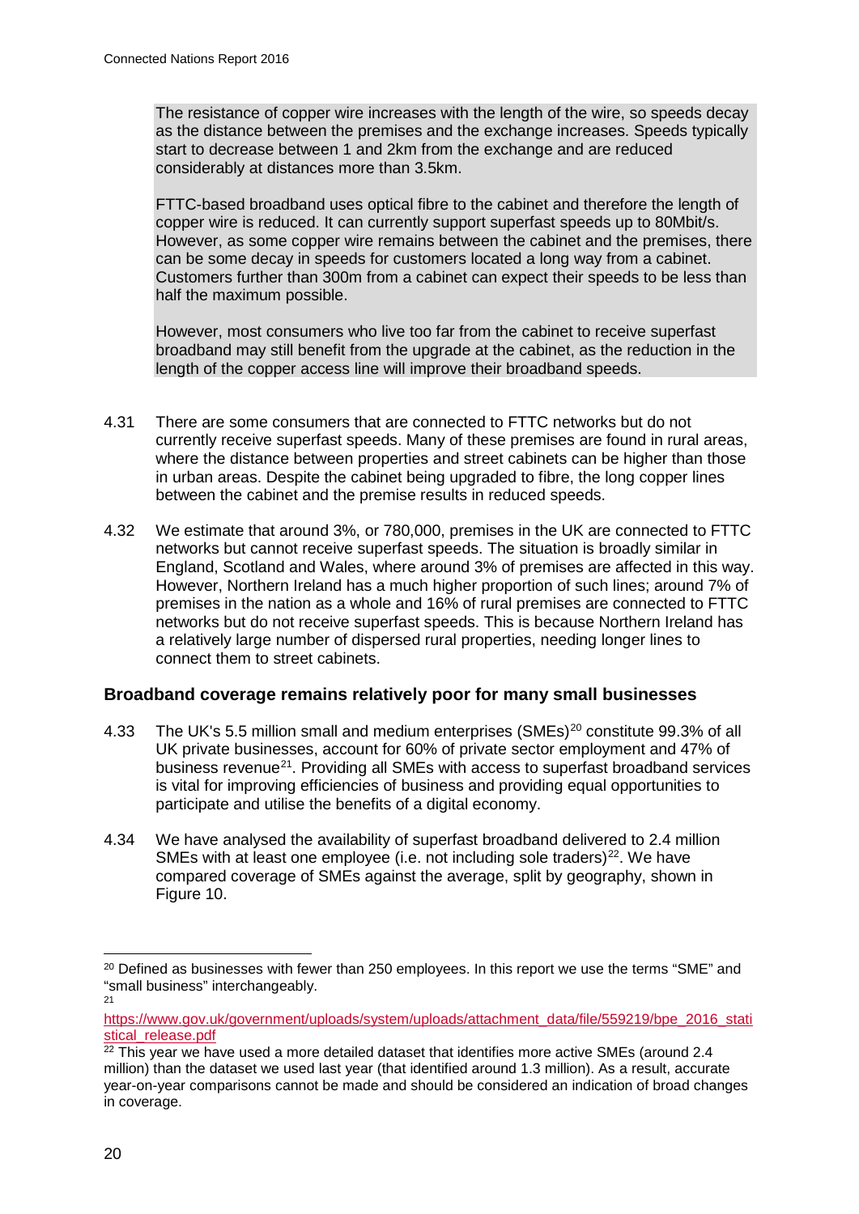The resistance of copper wire increases with the length of the wire, so speeds decay as the distance between the premises and the exchange increases. Speeds typically start to decrease between 1 and 2km from the exchange and are reduced considerably at distances more than 3.5km.

FTTC-based broadband uses optical fibre to the cabinet and therefore the length of copper wire is reduced. It can currently support superfast speeds up to 80Mbit/s. However, as some copper wire remains between the cabinet and the premises, there can be some decay in speeds for customers located a long way from a cabinet. Customers further than 300m from a cabinet can expect their speeds to be less than half the maximum possible.

However, most consumers who live too far from the cabinet to receive superfast broadband may still benefit from the upgrade at the cabinet, as the reduction in the length of the copper access line will improve their broadband speeds.

4.31 There are some consumers that are connected to FTTC networks but do not currently receive superfast speeds. Many of these premises are found in rural areas, where the distance between properties and street cabinets can be higher than those in urban areas. Despite the cabinet being upgraded to fibre, the long copper lines between the cabinet and the premise results in reduced speeds.

4.32 We estimate that around 3%, or 780,000, premises in the UK are connected to FTTC networks but cannot receive superfast speeds. The situation is broadly similar in England, Scotland and Wales, where around 3% of premises are affected in this way. However, Northern Ireland has a much higher proportion of such lines; around 7% of premises in the nation as a whole and 16% of rural premises are connected to FTTC networks but do not receive superfast speeds. This is because Northern Ireland has a relatively large number of dispersed rural properties, needing longer lines to connect them to street cabinets.

## Broadband coverage remains relatively poor for many small businesses

4.33 The UK's 5.5 million small and medium enterprises (SMEs)[20] constitute 99.3% of all UK private businesses, account for 60% of private sector employment and 47% of business revenue[21]. Providing all SMEs with access to superfast broadband services is vital for improving efficiencies of business and providing equal opportunities to participate and utilise the benefits of a digital economy.

4.34 We have analysed the availability of superfast broadband delivered to 2.4 million SMEs with at least one employee (i.e. not including sole traders)[22]. We have compared coverage of SMEs against the average, split by geography, shown in Figure 10.

---

[20] Defined as businesses with fewer than 250 employees. In this report we use the terms "SME" and "small business" interchangeably.

[21] https://www.gov.uk/government/uploads/system/uploads/attachment_data/file/559219/bpe_2016_statistical_release.pdf

[22] This year we have used a more detailed dataset that identifies more active SMEs (around 2.4 million) than the dataset we used last year (that identified around 1.3 million). As a result, accurate year-on-year comparisons cannot be made and should be considered an indication of broad changes in coverage.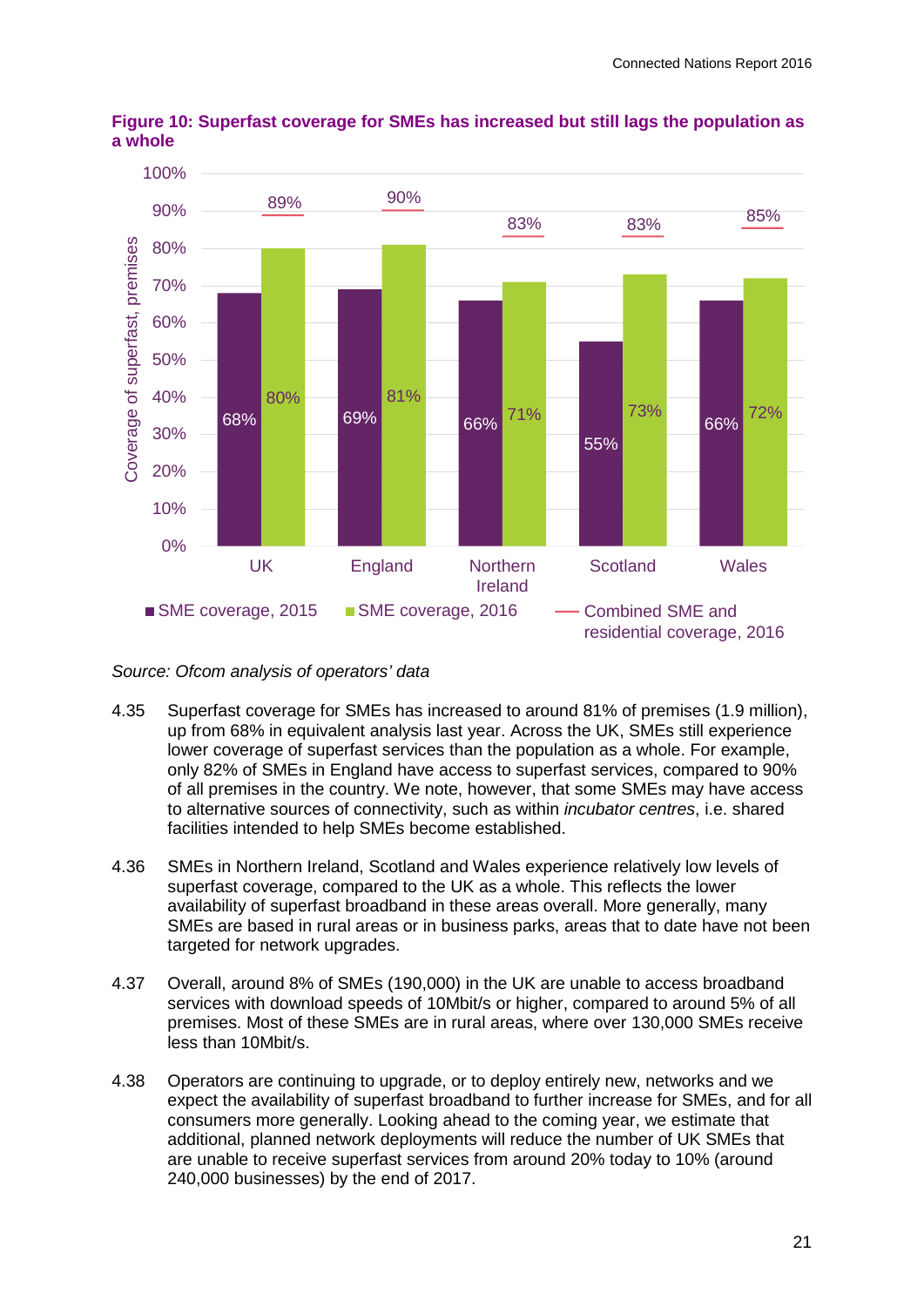**Figure 10: Superfast coverage for SMEs has increased but still lags the population as a whole**

| | SME coverage, 2015 | SME coverage, 2016 | Combined SME and residential coverage, 2016 |
|---|---|---|---|
| UK | 68% | 80% | 89% |
| England | 69% | 81% | 90% |
| Northern Ireland | 66% | 71% | 83% |
| Scotland | 55% | 73% | 83% |
| Wales | 66% | 72% | 85% |

*Source: Ofcom analysis of operators' data*

4.35 Superfast coverage for SMEs has increased to around 81% of premises (1.9 million), up from 68% in equivalent analysis last year. Across the UK, SMEs still experience lower coverage of superfast services than the population as a whole. For example, only 82% of SMEs in England have access to superfast services, compared to 90% of all premises in the country. We note, however, that some SMEs may have access to alternative sources of connectivity, such as within *incubator centres*, i.e. shared facilities intended to help SMEs become established.

4.36 SMEs in Northern Ireland, Scotland and Wales experience relatively low levels of superfast coverage, compared to the UK as a whole. This reflects the lower availability of superfast broadband in these areas overall. More generally, many SMEs are based in rural areas or in business parks, areas that to date have not been targeted for network upgrades.

4.37 Overall, around 8% of SMEs (190,000) in the UK are unable to access broadband services with download speeds of 10Mbit/s or higher, compared to around 5% of all premises. Most of these SMEs are in rural areas, where over 130,000 SMEs receive less than 10Mbit/s.

4.38 Operators are continuing to upgrade, or to deploy entirely new, networks and we expect the availability of superfast broadband to further increase for SMEs, and for all consumers more generally. Looking ahead to the coming year, we estimate that additional, planned network deployments will reduce the number of UK SMEs that are unable to receive superfast services from around 20% today to 10% (around 240,000 businesses) by the end of 2017.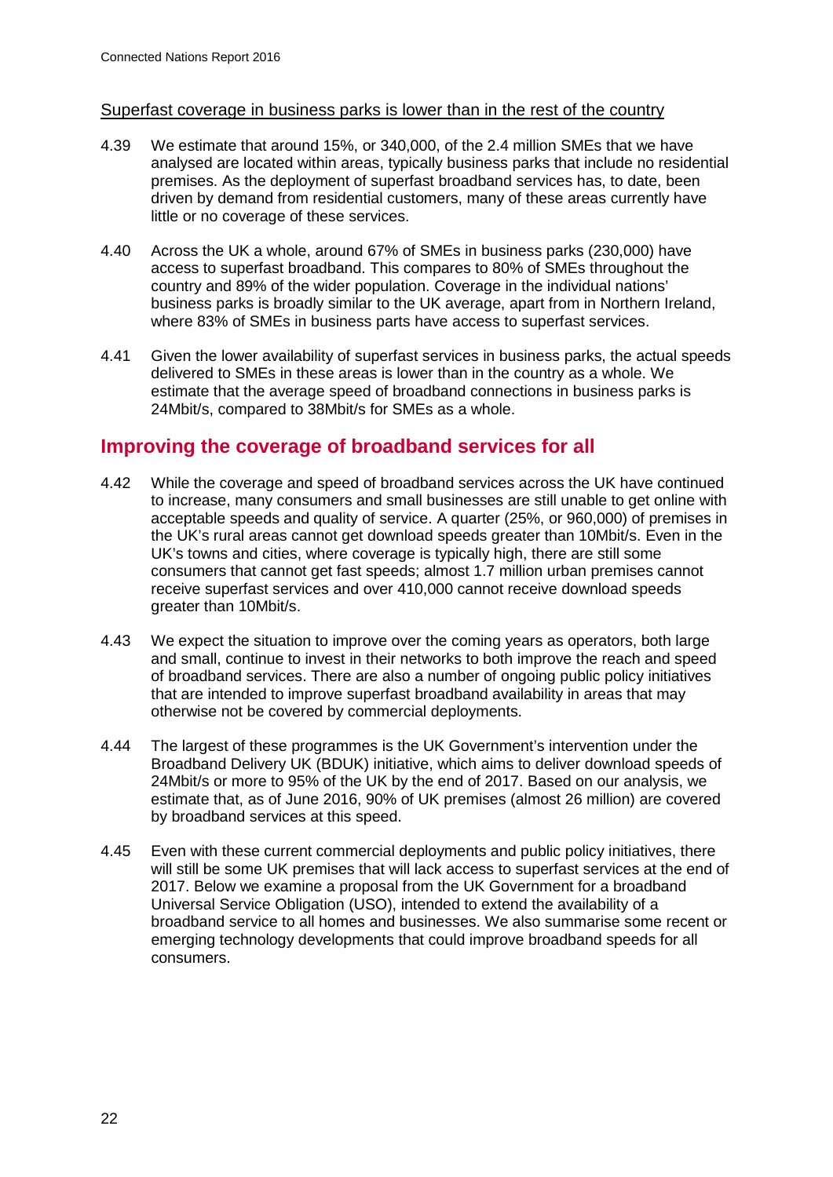Superfast coverage in business parks is lower than in the rest of the country

4.39 We estimate that around 15%, or 340,000, of the 2.4 million SMEs that we have analysed are located within areas, typically business parks that include no residential premises. As the deployment of superfast broadband services has, to date, been driven by demand from residential customers, many of these areas currently have little or no coverage of these services.

4.40 Across the UK a whole, around 67% of SMEs in business parks (230,000) have access to superfast broadband. This compares to 80% of SMEs throughout the country and 89% of the wider population. Coverage in the individual nations' business parks is broadly similar to the UK average, apart from in Northern Ireland, where 83% of SMEs in business parts have access to superfast services.

4.41 Given the lower availability of superfast services in business parks, the actual speeds delivered to SMEs in these areas is lower than in the country as a whole. We estimate that the average speed of broadband connections in business parks is 24Mbit/s, compared to 38Mbit/s for SMEs as a whole.

## Improving the coverage of broadband services for all

4.42 While the coverage and speed of broadband services across the UK have continued to increase, many consumers and small businesses are still unable to get online with acceptable speeds and quality of service. A quarter (25%, or 960,000) of premises in the UK's rural areas cannot get download speeds greater than 10Mbit/s. Even in the UK's towns and cities, where coverage is typically high, there are still some consumers that cannot get fast speeds; almost 1.7 million urban premises cannot receive superfast services and over 410,000 cannot receive download speeds greater than 10Mbit/s.

4.43 We expect the situation to improve over the coming years as operators, both large and small, continue to invest in their networks to both improve the reach and speed of broadband services. There are also a number of ongoing public policy initiatives that are intended to improve superfast broadband availability in areas that may otherwise not be covered by commercial deployments.

4.44 The largest of these programmes is the UK Government's intervention under the Broadband Delivery UK (BDUK) initiative, which aims to deliver download speeds of 24Mbit/s or more to 95% of the UK by the end of 2017. Based on our analysis, we estimate that, as of June 2016, 90% of UK premises (almost 26 million) are covered by broadband services at this speed.

4.45 Even with these current commercial deployments and public policy initiatives, there will still be some UK premises that will lack access to superfast services at the end of 2017. Below we examine a proposal from the UK Government for a broadband Universal Service Obligation (USO), intended to extend the availability of a broadband service to all homes and businesses. We also summarise some recent or emerging technology developments that could improve broadband speeds for all consumers.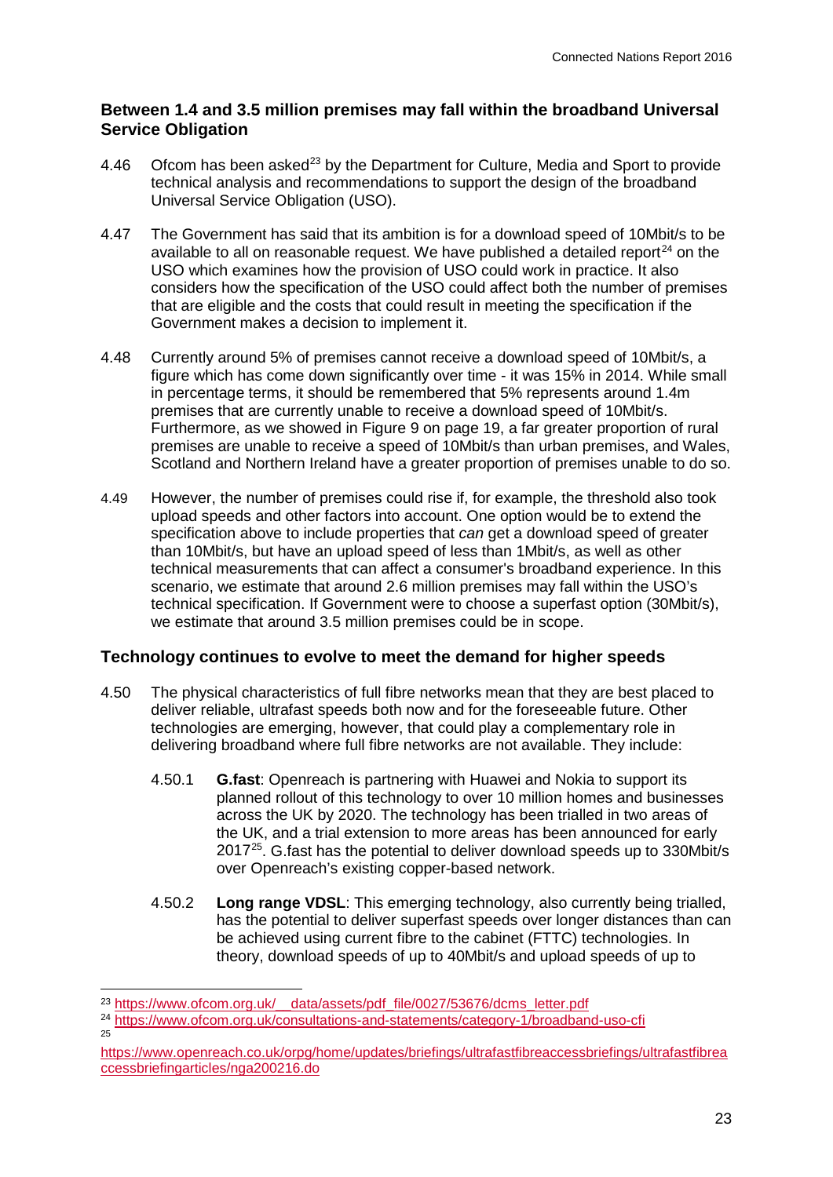## Between 1.4 and 3.5 million premises may fall within the broadband Universal Service Obligation

4.46 Ofcom has been asked[23] by the Department for Culture, Media and Sport to provide technical analysis and recommendations to support the design of the broadband Universal Service Obligation (USO).

4.47 The Government has said that its ambition is for a download speed of 10Mbit/s to be available to all on reasonable request. We have published a detailed report[24] on the USO which examines how the provision of USO could work in practice. It also considers how the specification of the USO could affect both the number of premises that are eligible and the costs that could result in meeting the specification if the Government makes a decision to implement it.

4.48 Currently around 5% of premises cannot receive a download speed of 10Mbit/s, a figure which has come down significantly over time - it was 15% in 2014. While small in percentage terms, it should be remembered that 5% represents around 1.4m premises that are currently unable to receive a download speed of 10Mbit/s. Furthermore, as we showed in Figure 9 on page 19, a far greater proportion of rural premises are unable to receive a speed of 10Mbit/s than urban premises, and Wales, Scotland and Northern Ireland have a greater proportion of premises unable to do so.

4.49 However, the number of premises could rise if, for example, the threshold also took upload speeds and other factors into account. One option would be to extend the specification above to include properties that *can* get a download speed of greater than 10Mbit/s, but have an upload speed of less than 1Mbit/s, as well as other technical measurements that can affect a consumer's broadband experience. In this scenario, we estimate that around 2.6 million premises may fall within the USO's technical specification. If Government were to choose a superfast option (30Mbit/s), we estimate that around 3.5 million premises could be in scope.

## Technology continues to evolve to meet the demand for higher speeds

4.50 The physical characteristics of full fibre networks mean that they are best placed to deliver reliable, ultrafast speeds both now and for the foreseeable future. Other technologies are emerging, however, that could play a complementary role in delivering broadband where full fibre networks are not available. They include:

4.50.1 **G.fast**: Openreach is partnering with Huawei and Nokia to support its planned rollout of this technology to over 10 million homes and businesses across the UK by 2020. The technology has been trialled in two areas of the UK, and a trial extension to more areas has been announced for early 2017[25]. G.fast has the potential to deliver download speeds up to 330Mbit/s over Openreach's existing copper-based network.

4.50.2 **Long range VDSL**: This emerging technology, also currently being trialled, has the potential to deliver superfast speeds over longer distances than can be achieved using current fibre to the cabinet (FTTC) technologies. In theory, download speeds of up to 40Mbit/s and upload speeds of up to

---

[23] https://www.ofcom.org.uk/__data/assets/pdf_file/0027/53676/dcms_letter.pdf

[24] https://www.ofcom.org.uk/consultations-and-statements/category-1/broadband-uso-cfi

[25] https://www.openreach.co.uk/orpg/home/updates/briefings/ultrafastfibreaccessbriefings/ultrafastfibreaccessbriefingarticles/nga200216.do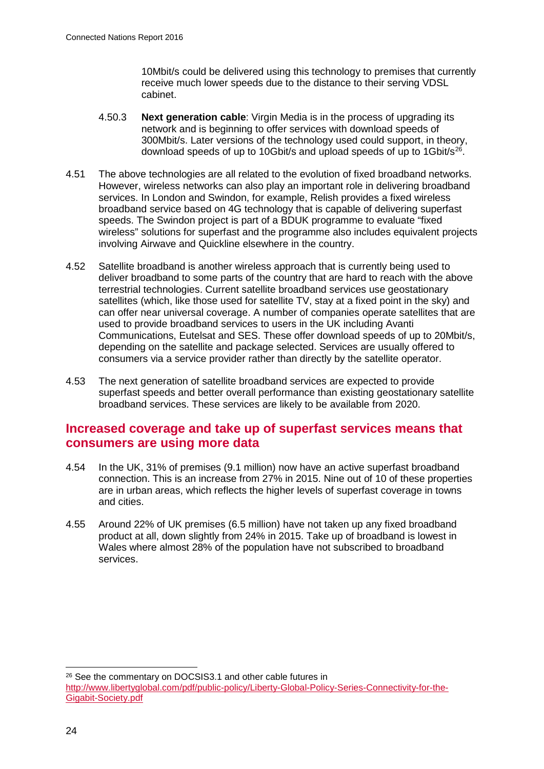10Mbit/s could be delivered using this technology to premises that currently receive much lower speeds due to the distance to their serving VDSL cabinet.

4.50.3 **Next generation cable**: Virgin Media is in the process of upgrading its network and is beginning to offer services with download speeds of 300Mbit/s. Later versions of the technology used could support, in theory, download speeds of up to 10Gbit/s and upload speeds of up to 1Gbit/s[26].

4.51 The above technologies are all related to the evolution of fixed broadband networks. However, wireless networks can also play an important role in delivering broadband services. In London and Swindon, for example, Relish provides a fixed wireless broadband service based on 4G technology that is capable of delivering superfast speeds. The Swindon project is part of a BDUK programme to evaluate "fixed wireless" solutions for superfast and the programme also includes equivalent projects involving Airwave and Quickline elsewhere in the country.

4.52 Satellite broadband is another wireless approach that is currently being used to deliver broadband to some parts of the country that are hard to reach with the above terrestrial technologies. Current satellite broadband services use geostationary satellites (which, like those used for satellite TV, stay at a fixed point in the sky) and can offer near universal coverage. A number of companies operate satellites that are used to provide broadband services to users in the UK including Avanti Communications, Eutelsat and SES. These offer download speeds of up to 20Mbit/s, depending on the satellite and package selected. Services are usually offered to consumers via a service provider rather than directly by the satellite operator.

4.53 The next generation of satellite broadband services are expected to provide superfast speeds and better overall performance than existing geostationary satellite broadband services. These services are likely to be available from 2020.

## Increased coverage and take up of superfast services means that consumers are using more data

4.54 In the UK, 31% of premises (9.1 million) now have an active superfast broadband connection. This is an increase from 27% in 2015. Nine out of 10 of these properties are in urban areas, which reflects the higher levels of superfast coverage in towns and cities.

4.55 Around 22% of UK premises (6.5 million) have not taken up any fixed broadband product at all, down slightly from 24% in 2015. Take up of broadband is lowest in Wales where almost 28% of the population have not subscribed to broadband services.

[26] See the commentary on DOCSIS3.1 and other cable futures in http://www.libertyglobal.com/pdf/public-policy/Liberty-Global-Policy-Series-Connectivity-for-the-Gigabit-Society.pdf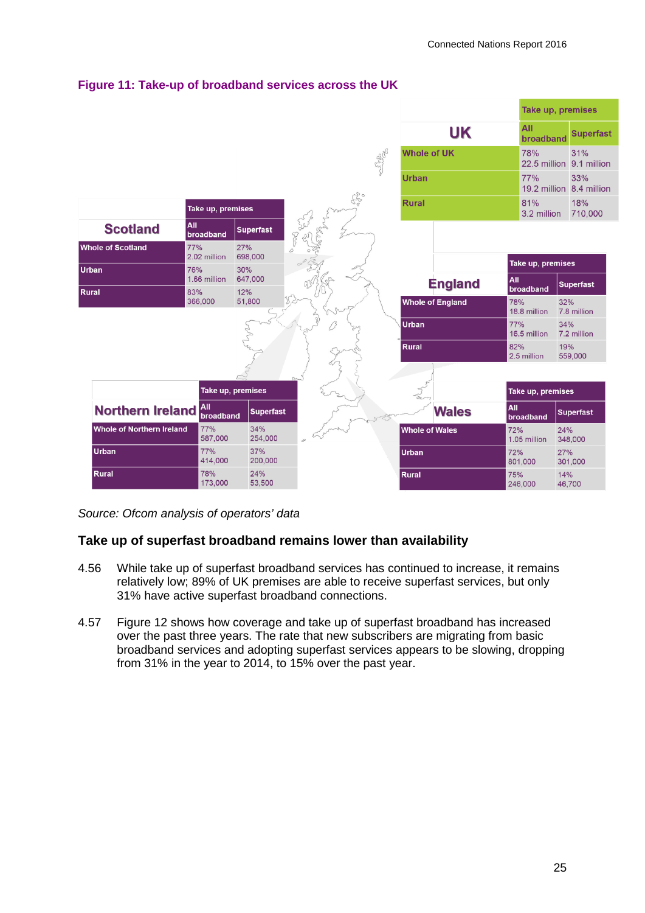**Figure 11: Take-up of broadband services across the UK**

| UK | Take up, premises: All broadband | Take up, premises: Superfast |
|---|---|---|
| Whole of UK | 78% 22.5 million | 31% 9.1 million |
| Urban | 77% 19.2 million | 33% 8.4 million |
| Rural | 81% 3.2 million | 18% 710,000 |

| Scotland | Take up, premises: All broadband | Take up, premises: Superfast |
|---|---|---|
| Whole of Scotland | 77% 2.02 million | 27% 698,000 |
| Urban | 76% 1.66 million | 30% 647,000 |
| Rural | 83% 366,000 | 12% 51,800 |

| England | Take up, premises: All broadband | Take up, premises: Superfast |
|---|---|---|
| Whole of England | 78% 18.8 million | 32% 7.8 million |
| Urban | 77% 16.5 million | 34% 7.2 million |
| Rural | 82% 2.5 million | 19% 559,000 |

| Northern Ireland | Take up, premises: All broadband | Take up, premises: Superfast |
|---|---|---|
| Whole of Northern Ireland | 77% 587,000 | 34% 254,000 |
| Urban | 77% 414,000 | 37% 200,000 |
| Rural | 78% 173,000 | 24% 53,500 |

| Wales | Take up, premises: All broadband | Take up, premises: Superfast |
|---|---|---|
| Whole of Wales | 72% 1.05 million | 24% 348,000 |
| Urban | 72% 801,000 | 27% 301,000 |
| Rural | 75% 246,000 | 14% 46,700 |

*Source: Ofcom analysis of operators' data*

### Take up of superfast broadband remains lower than availability

4.56 While take up of superfast broadband services has continued to increase, it remains relatively low; 89% of UK premises are able to receive superfast services, but only 31% have active superfast broadband connections.

4.57 Figure 12 shows how coverage and take up of superfast broadband has increased over the past three years. The rate that new subscribers are migrating from basic broadband services and adopting superfast services appears to be slowing, dropping from 31% in the year to 2014, to 15% over the past year.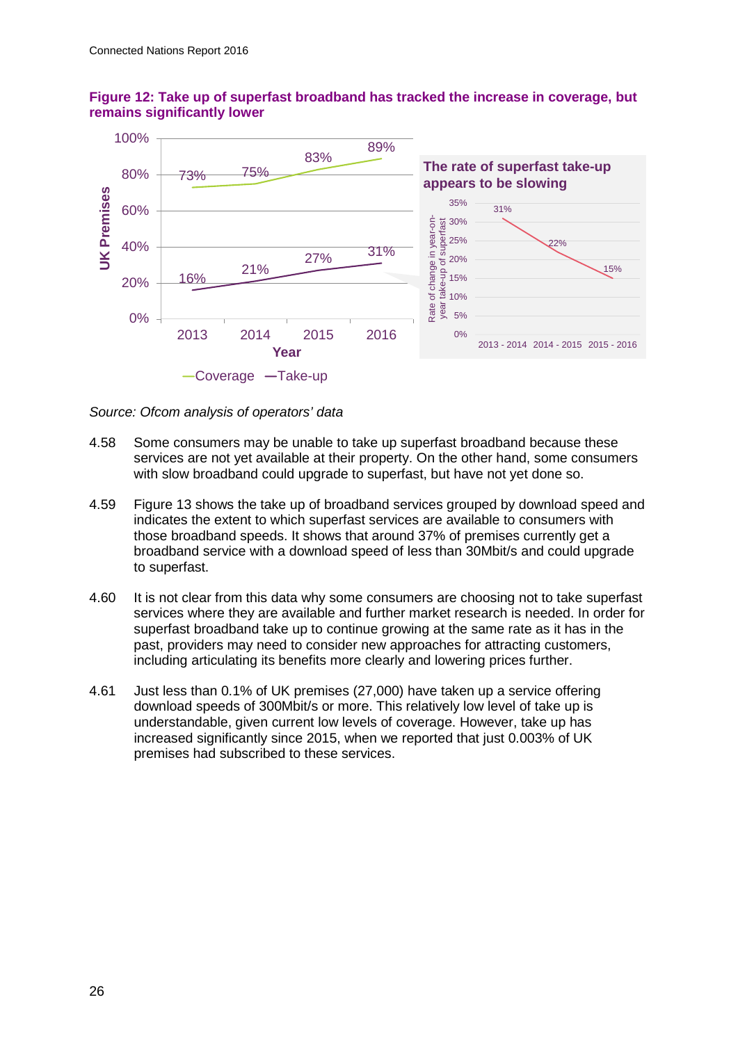**Figure 12: Take up of superfast broadband has tracked the increase in coverage, but remains significantly lower**

Source: Ofcom analysis of operators' data

4.58 Some consumers may be unable to take up superfast broadband because these services are not yet available at their property. On the other hand, some consumers with slow broadband could upgrade to superfast, but have not yet done so.

4.59 Figure 13 shows the take up of broadband services grouped by download speed and indicates the extent to which superfast services are available to consumers with those broadband speeds. It shows that around 37% of premises currently get a broadband service with a download speed of less than 30Mbit/s and could upgrade to superfast.

4.60 It is not clear from this data why some consumers are choosing not to take superfast services where they are available and further market research is needed. In order for superfast broadband take up to continue growing at the same rate as it has in the past, providers may need to consider new approaches for attracting customers, including articulating its benefits more clearly and lowering prices further.

4.61 Just less than 0.1% of UK premises (27,000) have taken up a service offering download speeds of 300Mbit/s or more. This relatively low level of take up is understandable, given current low levels of coverage. However, take up has increased significantly since 2015, when we reported that just 0.003% of UK premises had subscribed to these services.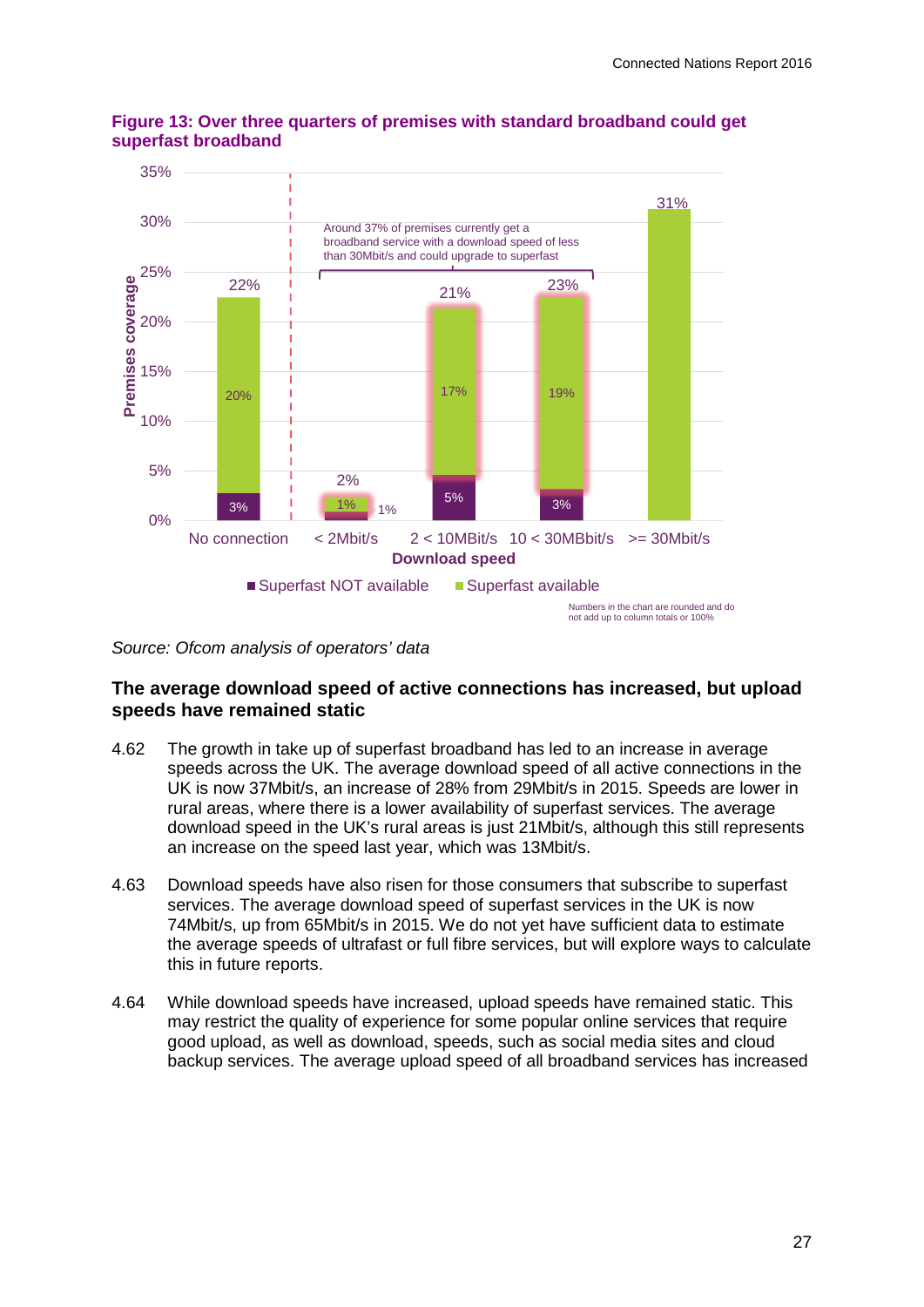**Figure 13: Over three quarters of premises with standard broadband could get superfast broadband**

| Download speed | Superfast NOT available | Superfast available | Total |
|---|---|---|---|
| No connection | 3% | 20% | 22% |
| < 2Mbit/s | 1% | 1% | 2% |
| 2 < 10MBit/s | 5% | 17% | 21% |
| 10 < 30MBbit/s | 3% | 19% | 23% |
| >= 30Mbit/s | | | 31% |

Around 37% of premises currently get a broadband service with a download speed of less than 30Mbit/s and could upgrade to superfast

Numbers in the chart are rounded and do not add up to column totals or 100%

*Source: Ofcom analysis of operators' data*

### The average download speed of active connections has increased, but upload speeds have remained static

4.62 The growth in take up of superfast broadband has led to an increase in average speeds across the UK. The average download speed of all active connections in the UK is now 37Mbit/s, an increase of 28% from 29Mbit/s in 2015. Speeds are lower in rural areas, where there is a lower availability of superfast services. The average download speed in the UK's rural areas is just 21Mbit/s, although this still represents an increase on the speed last year, which was 13Mbit/s.

4.63 Download speeds have also risen for those consumers that subscribe to superfast services. The average download speed of superfast services in the UK is now 74Mbit/s, up from 65Mbit/s in 2015. We do not yet have sufficient data to estimate the average speeds of ultrafast or full fibre services, but will explore ways to calculate this in future reports.

4.64 While download speeds have increased, upload speeds have remained static. This may restrict the quality of experience for some popular online services that require good upload, as well as download, speeds, such as social media sites and cloud backup services. The average upload speed of all broadband services has increased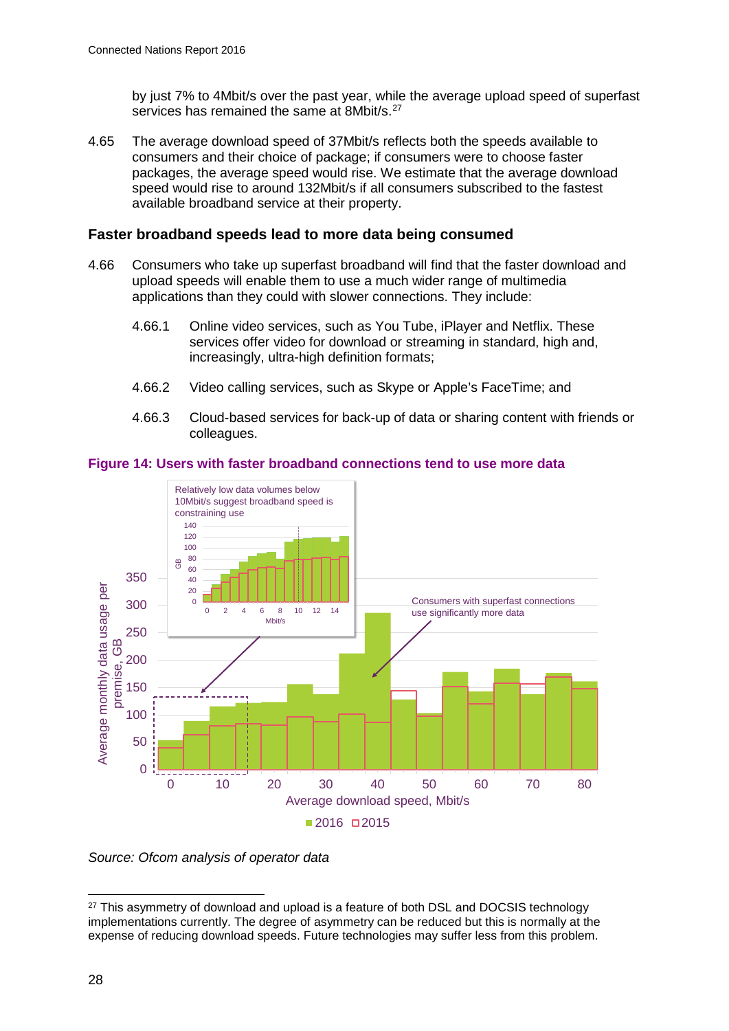by just 7% to 4Mbit/s over the past year, while the average upload speed of superfast services has remained the same at 8Mbit/s.[27]

4.65 The average download speed of 37Mbit/s reflects both the speeds available to consumers and their choice of package; if consumers were to choose faster packages, the average speed would rise. We estimate that the average download speed would rise to around 132Mbit/s if all consumers subscribed to the fastest available broadband service at their property.

### Faster broadband speeds lead to more data being consumed

4.66 Consumers who take up superfast broadband will find that the faster download and upload speeds will enable them to use a much wider range of multimedia applications than they could with slower connections. They include:

4.66.1 Online video services, such as You Tube, iPlayer and Netflix. These services offer video for download or streaming in standard, high and, increasingly, ultra-high definition formats;

4.66.2 Video calling services, such as Skype or Apple's FaceTime; and

4.66.3 Cloud-based services for back-up of data or sharing content with friends or colleagues.

**Figure 14: Users with faster broadband connections tend to use more data**

*Source: Ofcom analysis of operator data*

---

[27] This asymmetry of download and upload is a feature of both DSL and DOCSIS technology implementations currently. The degree of asymmetry can be reduced but this is normally at the expense of reducing download speeds. Future technologies may suffer less from this problem.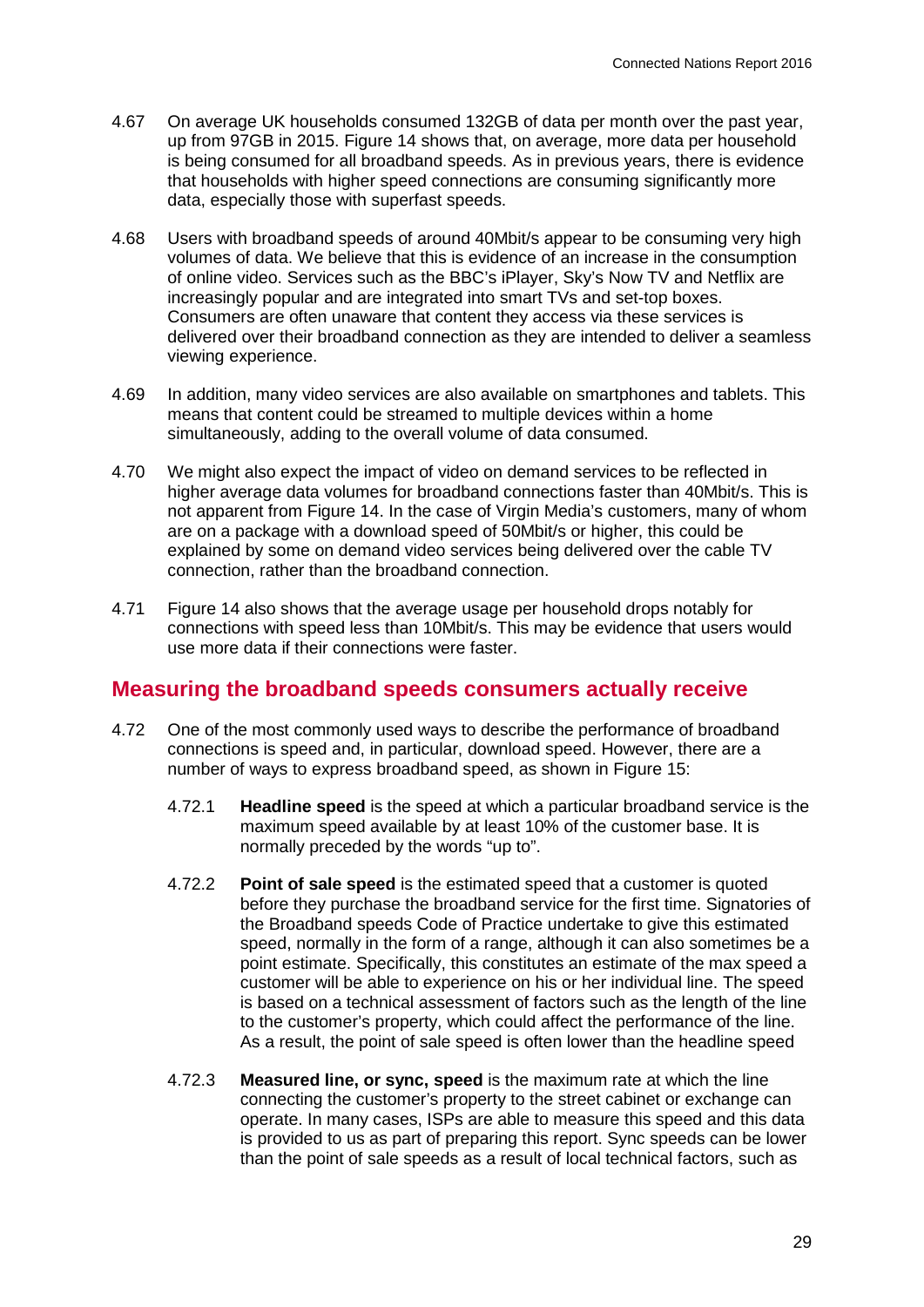4.67 On average UK households consumed 132GB of data per month over the past year, up from 97GB in 2015. Figure 14 shows that, on average, more data per household is being consumed for all broadband speeds. As in previous years, there is evidence that households with higher speed connections are consuming significantly more data, especially those with superfast speeds.

4.68 Users with broadband speeds of around 40Mbit/s appear to be consuming very high volumes of data. We believe that this is evidence of an increase in the consumption of online video. Services such as the BBC's iPlayer, Sky's Now TV and Netflix are increasingly popular and are integrated into smart TVs and set-top boxes. Consumers are often unaware that content they access via these services is delivered over their broadband connection as they are intended to deliver a seamless viewing experience.

4.69 In addition, many video services are also available on smartphones and tablets. This means that content could be streamed to multiple devices within a home simultaneously, adding to the overall volume of data consumed.

4.70 We might also expect the impact of video on demand services to be reflected in higher average data volumes for broadband connections faster than 40Mbit/s. This is not apparent from Figure 14. In the case of Virgin Media's customers, many of whom are on a package with a download speed of 50Mbit/s or higher, this could be explained by some on demand video services being delivered over the cable TV connection, rather than the broadband connection.

4.71 Figure 14 also shows that the average usage per household drops notably for connections with speed less than 10Mbit/s. This may be evidence that users would use more data if their connections were faster.

## Measuring the broadband speeds consumers actually receive

4.72 One of the most commonly used ways to describe the performance of broadband connections is speed and, in particular, download speed. However, there are a number of ways to express broadband speed, as shown in Figure 15:

4.72.1 **Headline speed** is the speed at which a particular broadband service is the maximum speed available by at least 10% of the customer base. It is normally preceded by the words "up to".

4.72.2 **Point of sale speed** is the estimated speed that a customer is quoted before they purchase the broadband service for the first time. Signatories of the Broadband speeds Code of Practice undertake to give this estimated speed, normally in the form of a range, although it can also sometimes be a point estimate. Specifically, this constitutes an estimate of the max speed a customer will be able to experience on his or her individual line. The speed is based on a technical assessment of factors such as the length of the line to the customer's property, which could affect the performance of the line. As a result, the point of sale speed is often lower than the headline speed

4.72.3 **Measured line, or sync, speed** is the maximum rate at which the line connecting the customer's property to the street cabinet or exchange can operate. In many cases, ISPs are able to measure this speed and this data is provided to us as part of preparing this report. Sync speeds can be lower than the point of sale speeds as a result of local technical factors, such as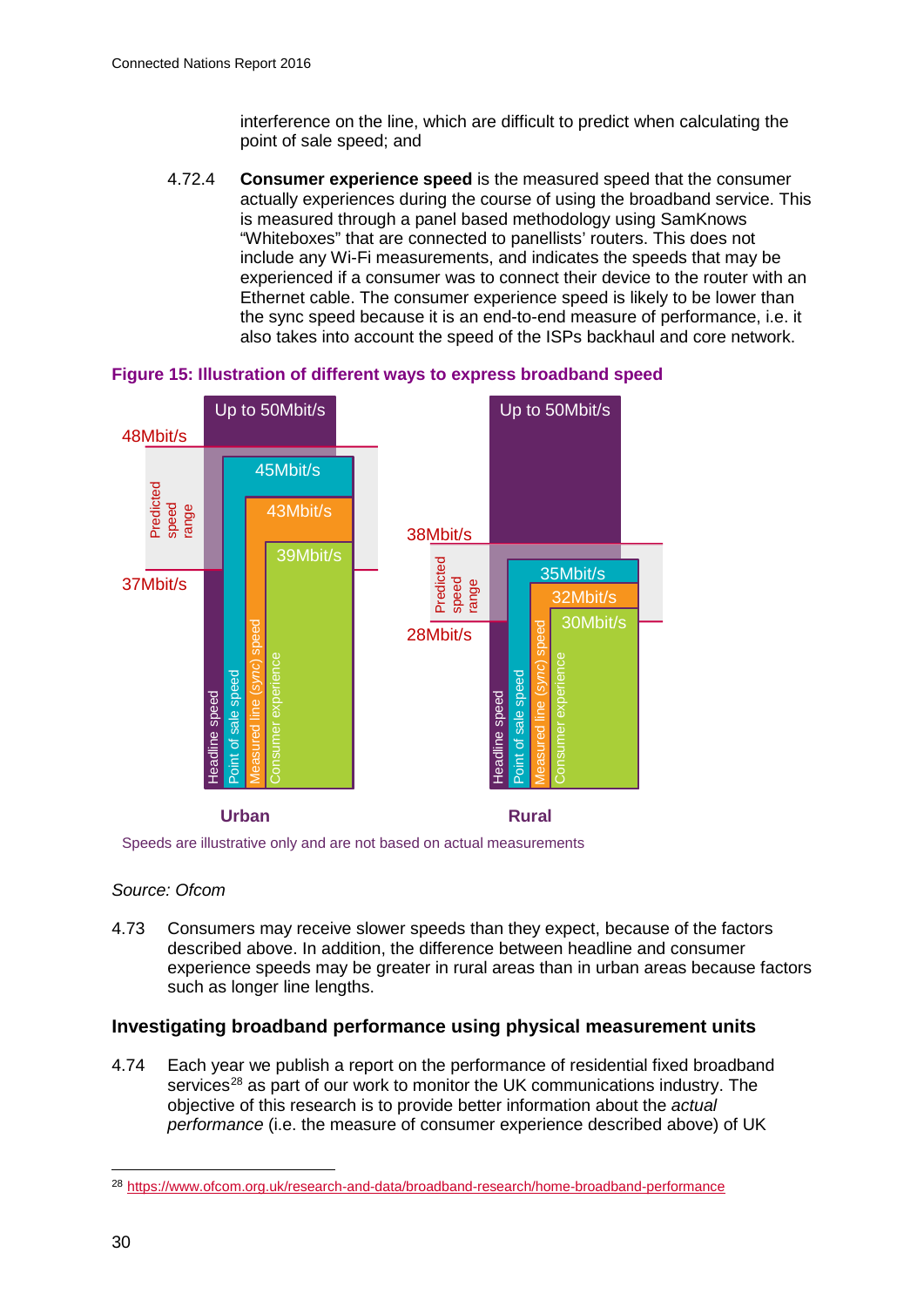interference on the line, which are difficult to predict when calculating the point of sale speed; and

4.72.4 **Consumer experience speed** is the measured speed that the consumer actually experiences during the course of using the broadband service. This is measured through a panel based methodology using SamKnows "Whiteboxes" that are connected to panellists' routers. This does not include any Wi-Fi measurements, and indicates the speeds that may be experienced if a consumer was to connect their device to the router with an Ethernet cable. The consumer experience speed is likely to be lower than the sync speed because it is an end-to-end measure of performance, i.e. it also takes into account the speed of the ISPs backhaul and core network.

**Figure 15: Illustration of different ways to express broadband speed**

| | Urban | Rural |
|---|---|---|
| Headline speed | Up to 50Mbit/s | Up to 50Mbit/s |
| Predicted speed range | 37Mbit/s – 48Mbit/s | 28Mbit/s – 38Mbit/s |
| Point of sale speed | 45Mbit/s | 35Mbit/s |
| Measured line (sync) speed | 43Mbit/s | 32Mbit/s |
| Consumer experience | 39Mbit/s | 30Mbit/s |

Speeds are illustrative only and are not based on actual measurements

*Source: Ofcom*

4.73 Consumers may receive slower speeds than they expect, because of the factors described above. In addition, the difference between headline and consumer experience speeds may be greater in rural areas than in urban areas because factors such as longer line lengths.

### Investigating broadband performance using physical measurement units

4.74 Each year we publish a report on the performance of residential fixed broadband services[28] as part of our work to monitor the UK communications industry. The objective of this research is to provide better information about the *actual performance* (i.e. the measure of consumer experience described above) of UK

[28] https://www.ofcom.org.uk/research-and-data/broadband-research/home-broadband-performance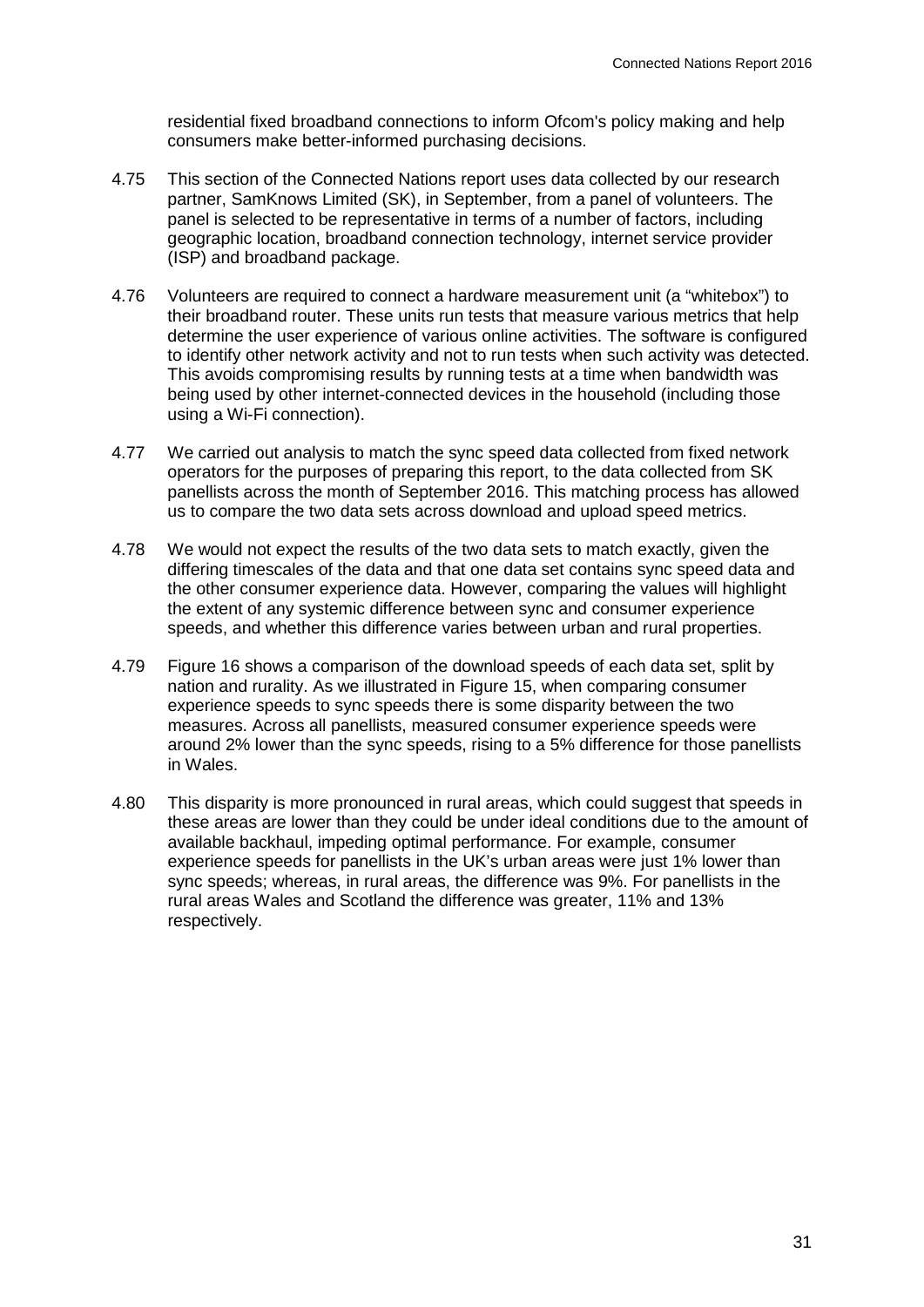residential fixed broadband connections to inform Ofcom's policy making and help consumers make better-informed purchasing decisions.

4.75 This section of the Connected Nations report uses data collected by our research partner, SamKnows Limited (SK), in September, from a panel of volunteers. The panel is selected to be representative in terms of a number of factors, including geographic location, broadband connection technology, internet service provider (ISP) and broadband package.

4.76 Volunteers are required to connect a hardware measurement unit (a "whitebox") to their broadband router. These units run tests that measure various metrics that help determine the user experience of various online activities. The software is configured to identify other network activity and not to run tests when such activity was detected. This avoids compromising results by running tests at a time when bandwidth was being used by other internet-connected devices in the household (including those using a Wi-Fi connection).

4.77 We carried out analysis to match the sync speed data collected from fixed network operators for the purposes of preparing this report, to the data collected from SK panellists across the month of September 2016. This matching process has allowed us to compare the two data sets across download and upload speed metrics.

4.78 We would not expect the results of the two data sets to match exactly, given the differing timescales of the data and that one data set contains sync speed data and the other consumer experience data. However, comparing the values will highlight the extent of any systemic difference between sync and consumer experience speeds, and whether this difference varies between urban and rural properties.

4.79 Figure 16 shows a comparison of the download speeds of each data set, split by nation and rurality. As we illustrated in Figure 15, when comparing consumer experience speeds to sync speeds there is some disparity between the two measures. Across all panellists, measured consumer experience speeds were around 2% lower than the sync speeds, rising to a 5% difference for those panellists in Wales.

4.80 This disparity is more pronounced in rural areas, which could suggest that speeds in these areas are lower than they could be under ideal conditions due to the amount of available backhaul, impeding optimal performance. For example, consumer experience speeds for panellists in the UK's urban areas were just 1% lower than sync speeds; whereas, in rural areas, the difference was 9%. For panellists in the rural areas Wales and Scotland the difference was greater, 11% and 13% respectively.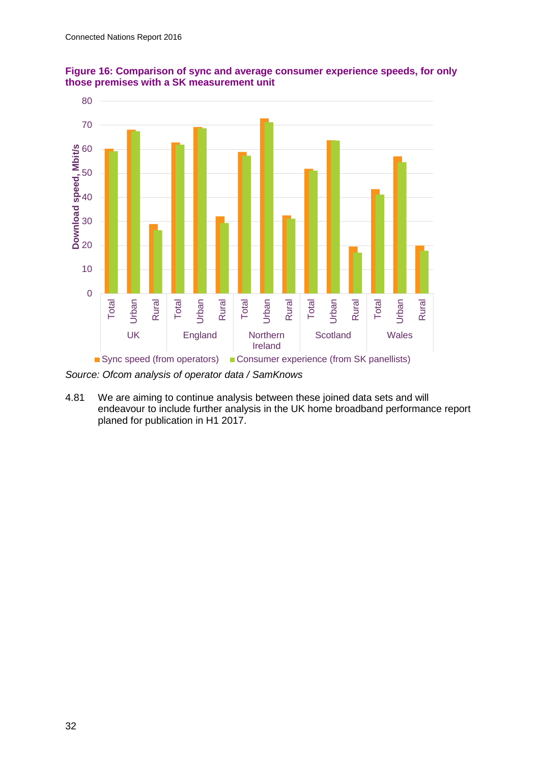**Figure 16: Comparison of sync and average consumer experience speeds, for only those premises with a SK measurement unit**

Download speed, Mbit/s

80
70
60
50
40
30
20
10
0

Total Urban Rural
UK

Total Urban Rural
England

Total Urban Rural
Northern Ireland

Total Urban Rural
Scotland

Total Urban Rural
Wales

Sync speed (from operators)
Consumer experience (from SK panellists)

*Source: Ofcom analysis of operator data / SamKnows*

4.81 We are aiming to continue analysis between these joined data sets and will endeavour to include further analysis in the UK home broadband performance report planed for publication in H1 2017.